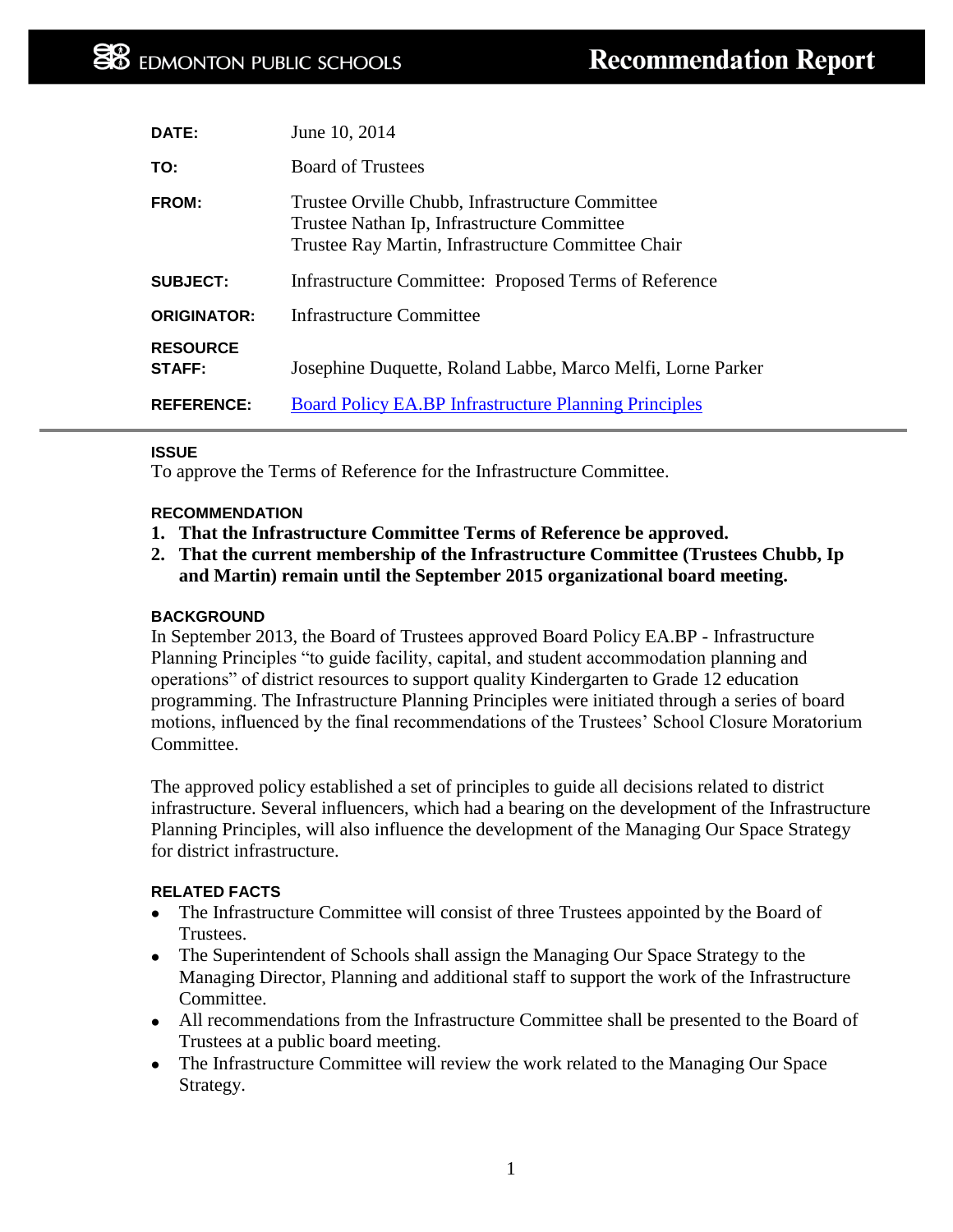EDMONTON PUBLIC SCHOOLS

# Recommendation Report

| | |
|---|---|
| **DATE:** | June 10, 2014 |
| **TO:** | Board of Trustees |
| **FROM:** | Trustee Orville Chubb, Infrastructure Committee<br>Trustee Nathan Ip, Infrastructure Committee<br>Trustee Ray Martin, Infrastructure Committee Chair |
| **SUBJECT:** | Infrastructure Committee: Proposed Terms of Reference |
| **ORIGINATOR:** | Infrastructure Committee |
| **RESOURCE STAFF:** | Josephine Duquette, Roland Labbe, Marco Melfi, Lorne Parker |
| **REFERENCE:** | [Board Policy EA.BP Infrastructure Planning Principles]() |

### ISSUE

To approve the Terms of Reference for the Infrastructure Committee.

### RECOMMENDATION

1. **That the Infrastructure Committee Terms of Reference be approved.**
2. **That the current membership of the Infrastructure Committee (Trustees Chubb, Ip and Martin) remain until the September 2015 organizational board meeting.**

### BACKGROUND

In September 2013, the Board of Trustees approved Board Policy EA.BP - Infrastructure Planning Principles "to guide facility, capital, and student accommodation planning and operations" of district resources to support quality Kindergarten to Grade 12 education programming. The Infrastructure Planning Principles were initiated through a series of board motions, influenced by the final recommendations of the Trustees' School Closure Moratorium Committee.

The approved policy established a set of principles to guide all decisions related to district infrastructure. Several influencers, which had a bearing on the development of the Infrastructure Planning Principles, will also influence the development of the Managing Our Space Strategy for district infrastructure.

### RELATED FACTS

- The Infrastructure Committee will consist of three Trustees appointed by the Board of Trustees.
- The Superintendent of Schools shall assign the Managing Our Space Strategy to the Managing Director, Planning and additional staff to support the work of the Infrastructure Committee.
- All recommendations from the Infrastructure Committee shall be presented to the Board of Trustees at a public board meeting.
- The Infrastructure Committee will review the work related to the Managing Our Space Strategy.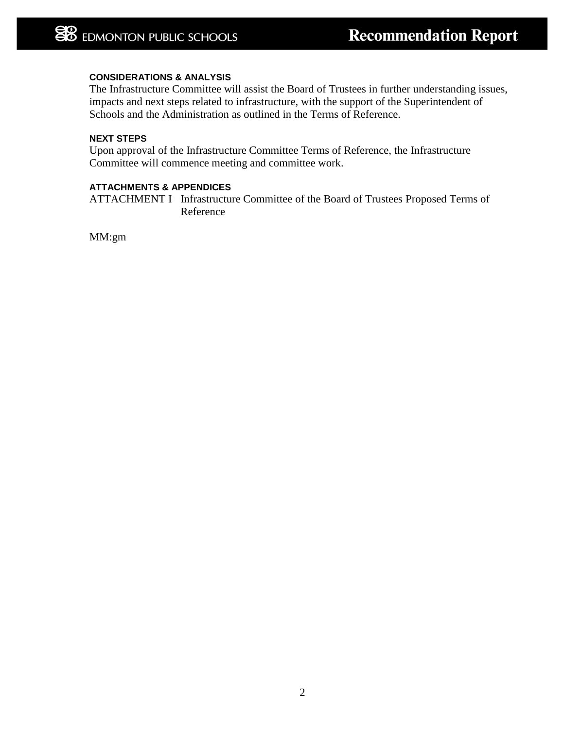#### CONSIDERATIONS & ANALYSIS

The Infrastructure Committee will assist the Board of Trustees in further understanding issues, impacts and next steps related to infrastructure, with the support of the Superintendent of Schools and the Administration as outlined in the Terms of Reference.

#### NEXT STEPS

Upon approval of the Infrastructure Committee Terms of Reference, the Infrastructure Committee will commence meeting and committee work.

#### ATTACHMENTS & APPENDICES

ATTACHMENT I Infrastructure Committee of the Board of Trustees Proposed Terms of Reference

MM:gm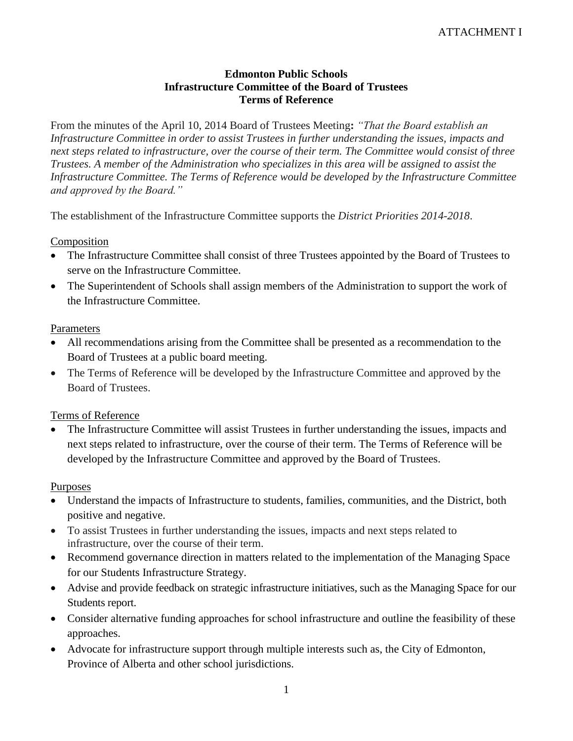ATTACHMENT I

**Edmonton Public Schools**
**Infrastructure Committee of the Board of Trustees**
**Terms of Reference**

From the minutes of the April 10, 2014 Board of Trustees Meeting**:** *"That the Board establish an Infrastructure Committee in order to assist Trustees in further understanding the issues, impacts and next steps related to infrastructure, over the course of their term. The Committee would consist of three Trustees. A member of the Administration who specializes in this area will be assigned to assist the Infrastructure Committee. The Terms of Reference would be developed by the Infrastructure Committee and approved by the Board."*

The establishment of the Infrastructure Committee supports the *District Priorities 2014-2018*.

<u>Composition</u>

- The Infrastructure Committee shall consist of three Trustees appointed by the Board of Trustees to serve on the Infrastructure Committee.
- The Superintendent of Schools shall assign members of the Administration to support the work of the Infrastructure Committee.

<u>Parameters</u>

- All recommendations arising from the Committee shall be presented as a recommendation to the Board of Trustees at a public board meeting.
- The Terms of Reference will be developed by the Infrastructure Committee and approved by the Board of Trustees.

<u>Terms of Reference</u>

- The Infrastructure Committee will assist Trustees in further understanding the issues, impacts and next steps related to infrastructure, over the course of their term. The Terms of Reference will be developed by the Infrastructure Committee and approved by the Board of Trustees.

<u>Purposes</u>

- Understand the impacts of Infrastructure to students, families, communities, and the District, both positive and negative.
- To assist Trustees in further understanding the issues, impacts and next steps related to infrastructure, over the course of their term.
- Recommend governance direction in matters related to the implementation of the Managing Space for our Students Infrastructure Strategy.
- Advise and provide feedback on strategic infrastructure initiatives, such as the Managing Space for our Students report.
- Consider alternative funding approaches for school infrastructure and outline the feasibility of these approaches.
- Advocate for infrastructure support through multiple interests such as, the City of Edmonton, Province of Alberta and other school jurisdictions.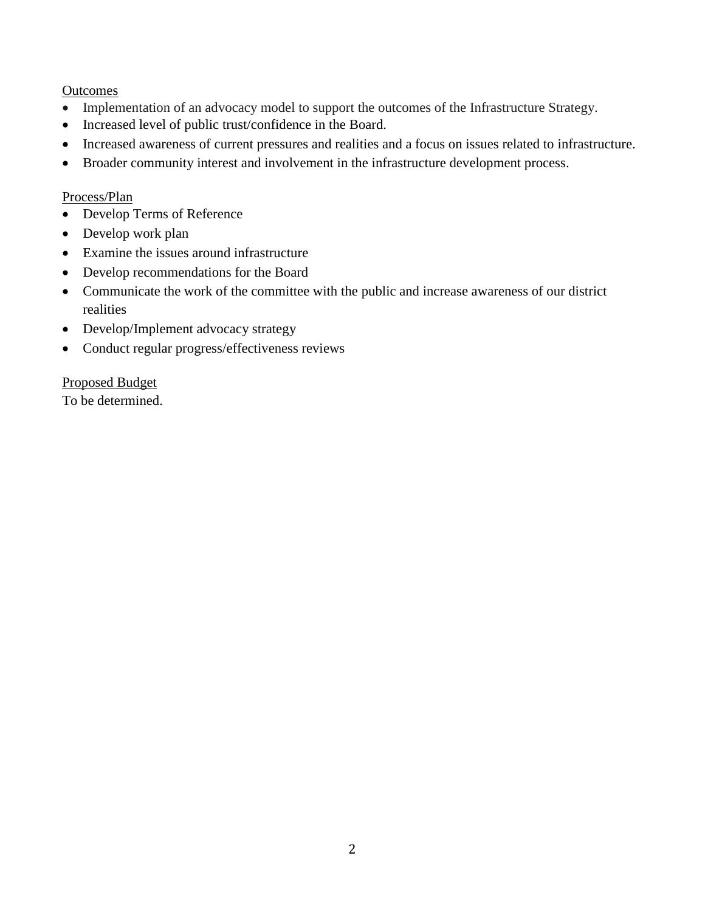<u>Outcomes</u>

- Implementation of an advocacy model to support the outcomes of the Infrastructure Strategy.
- Increased level of public trust/confidence in the Board.
- Increased awareness of current pressures and realities and a focus on issues related to infrastructure.
- Broader community interest and involvement in the infrastructure development process.

<u>Process/Plan</u>

- Develop Terms of Reference
- Develop work plan
- Examine the issues around infrastructure
- Develop recommendations for the Board
- Communicate the work of the committee with the public and increase awareness of our district realities
- Develop/Implement advocacy strategy
- Conduct regular progress/effectiveness reviews

<u>Proposed Budget</u>

To be determined.